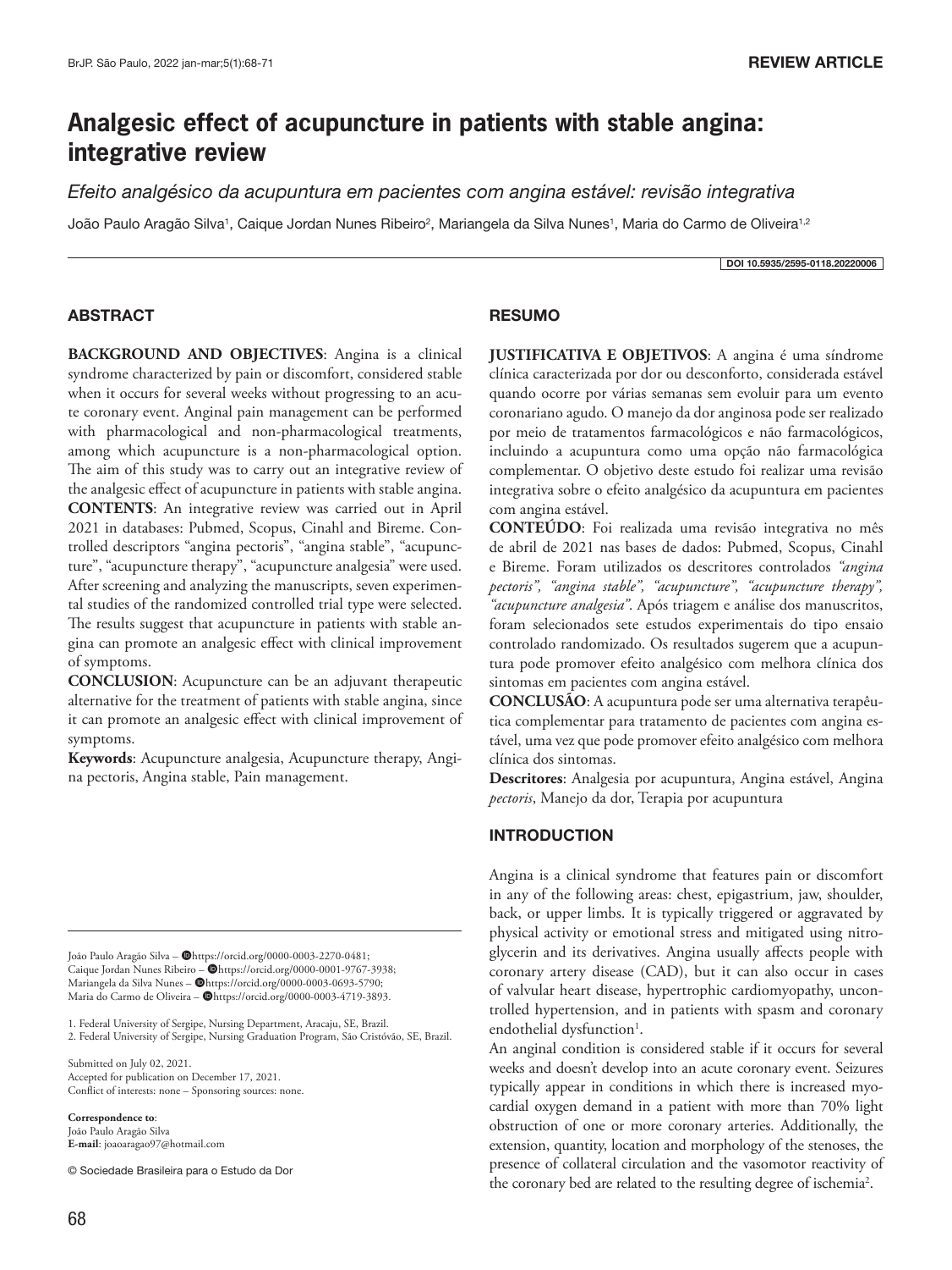REVIEW ARTICLE

# Analgesic effect of acupuncture in patients with stable angina: integrative review

*Efeito analgésico da acupuntura em pacientes com angina estável: revisão integrativa*

João Paulo Aragão Silva[1], Caique Jordan Nunes Ribeiro[2], Mariangela da Silva Nunes[1], Maria do Carmo de Oliveira[1,2]

DOI 10.5935/2595-0118.20220006

## ABSTRACT

**BACKGROUND AND OBJECTIVES**: Angina is a clinical syndrome characterized by pain or discomfort, considered stable when it occurs for several weeks without progressing to an acute coronary event. Anginal pain management can be performed with pharmacological and non-pharmacological treatments, among which acupuncture is a non-pharmacological option. The aim of this study was to carry out an integrative review of the analgesic effect of acupuncture in patients with stable angina.

**CONTENTS**: An integrative review was carried out in April 2021 in databases: Pubmed, Scopus, Cinahl and Bireme. Controlled descriptors "angina pectoris", "angina stable", "acupuncture", "acupuncture therapy", "acupuncture analgesia" were used. After screening and analyzing the manuscripts, seven experimental studies of the randomized controlled trial type were selected. The results suggest that acupuncture in patients with stable angina can promote an analgesic effect with clinical improvement of symptoms.

**CONCLUSION**: Acupuncture can be an adjuvant therapeutic alternative for the treatment of patients with stable angina, since it can promote an analgesic effect with clinical improvement of symptoms.

**Keywords**: Acupuncture analgesia, Acupuncture therapy, Angina pectoris, Angina stable, Pain management.

## RESUMO

**JUSTIFICATIVA E OBJETIVOS**: A angina é uma síndrome clínica caracterizada por dor ou desconforto, considerada estável quando ocorre por várias semanas sem evoluir para um evento coronariano agudo. O manejo da dor anginosa pode ser realizado por meio de tratamentos farmacológicos e não farmacológicos, incluindo a acupuntura como uma opção não farmacológica complementar. O objetivo deste estudo foi realizar uma revisão integrativa sobre o efeito analgésico da acupuntura em pacientes com angina estável.

**CONTEÚDO**: Foi realizada uma revisão integrativa no mês de abril de 2021 nas bases de dados: Pubmed, Scopus, Cinahl e Bireme. Foram utilizados os descritores controlados *"angina pectoris", "angina stable", "acupuncture", "acupuncture therapy", "acupuncture analgesia"*. Após triagem e análise dos manuscritos, foram selecionados sete estudos experimentais do tipo ensaio controlado randomizado. Os resultados sugerem que a acupuntura pode promover efeito analgésico com melhora clínica dos sintomas em pacientes com angina estável.

**CONCLUSÃO**: A acupuntura pode ser uma alternativa terapêutica complementar para tratamento de pacientes com angina estável, uma vez que pode promover efeito analgésico com melhora clínica dos sintomas.

**Descritores**: Analgesia por acupuntura, Angina estável, Angina *pectoris*, Manejo da dor, Terapia por acupuntura

## INTRODUCTION

Angina is a clinical syndrome that features pain or discomfort in any of the following areas: chest, epigastrium, jaw, shoulder, back, or upper limbs. It is typically triggered or aggravated by physical activity or emotional stress and mitigated using nitroglycerin and its derivatives. Angina usually affects people with coronary artery disease (CAD), but it can also occur in cases of valvular heart disease, hypertrophic cardiomyopathy, uncontrolled hypertension, and in patients with spasm and coronary endothelial dysfunction[1].

An anginal condition is considered stable if it occurs for several weeks and doesn't develop into an acute coronary event. Seizures typically appear in conditions in which there is increased myocardial oxygen demand in a patient with more than 70% light obstruction of one or more coronary arteries. Additionally, the extension, quantity, location and morphology of the stenoses, the presence of collateral circulation and the vasomotor reactivity of the coronary bed are related to the resulting degree of ischemia[2].

---

João Paulo Aragão Silva – https://orcid.org/0000-0003-2270-0481;
Caique Jordan Nunes Ribeiro – https://orcid.org/0000-0001-9767-3938;
Mariangela da Silva Nunes – https://orcid.org/0000-0003-0693-5790;
Maria do Carmo de Oliveira – https://orcid.org/0000-0003-4719-3893.

1. Federal University of Sergipe, Nursing Department, Aracaju, SE, Brazil.
2. Federal University of Sergipe, Nursing Graduation Program, São Cristóvão, SE, Brazil.

Submitted on July 02, 2021.
Accepted for publication on December 17, 2021.
Conflict of interests: none – Sponsoring sources: none.

**Correspondence to**:
João Paulo Aragão Silva
**E-mail**: joaoaragao97@hotmail.com

© Sociedade Brasileira para o Estudo da Dor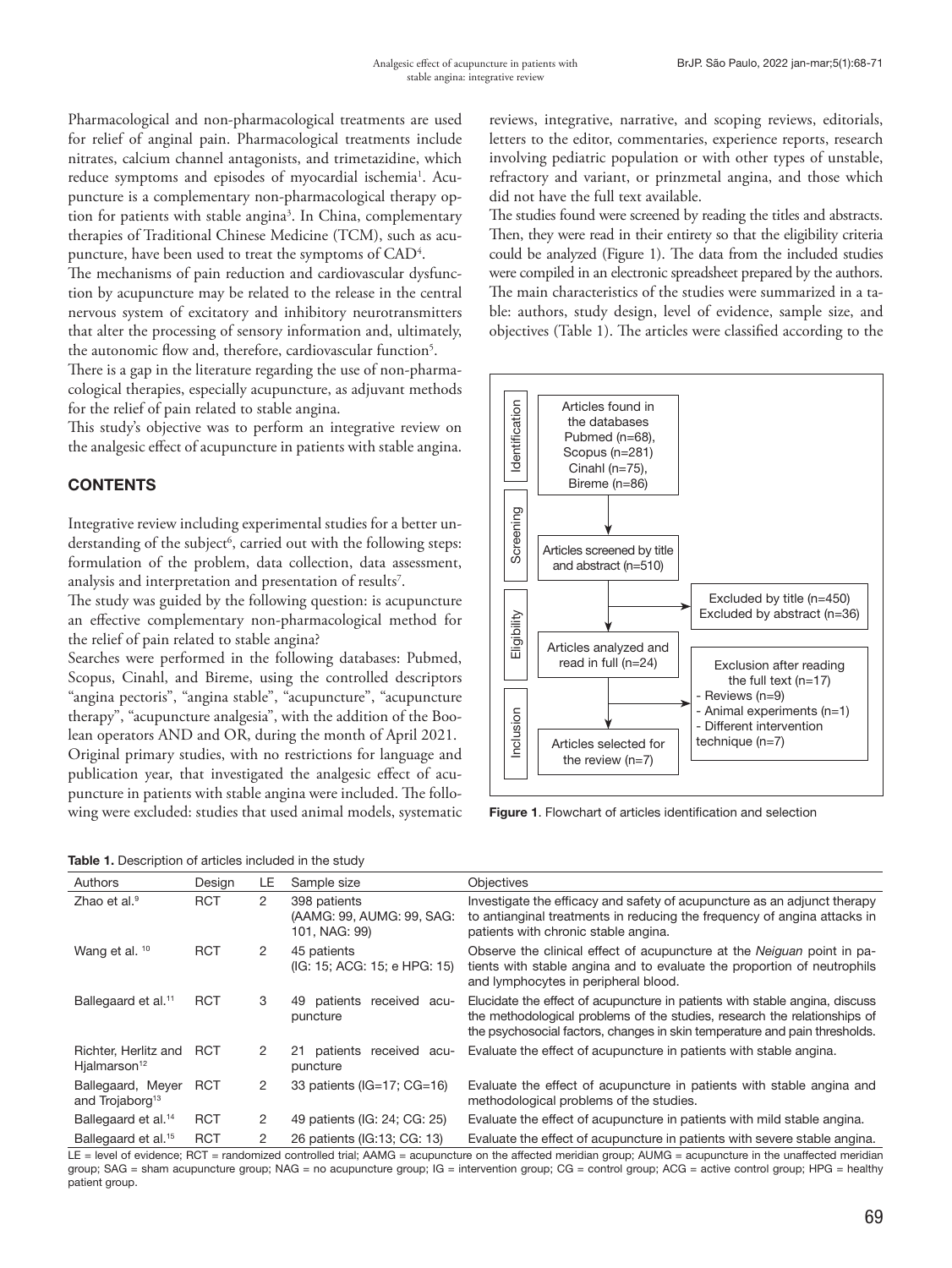Pharmacological and non-pharmacological treatments are used for relief of anginal pain. Pharmacological treatments include nitrates, calcium channel antagonists, and trimetazidine, which reduce symptoms and episodes of myocardial ischemia[1]. Acupuncture is a complementary non-pharmacological therapy option for patients with stable angina[3]. In China, complementary therapies of Traditional Chinese Medicine (TCM), such as acupuncture, have been used to treat the symptoms of CAD[4].

The mechanisms of pain reduction and cardiovascular dysfunction by acupuncture may be related to the release in the central nervous system of excitatory and inhibitory neurotransmitters that alter the processing of sensory information and, ultimately, the autonomic flow and, therefore, cardiovascular function[5].

There is a gap in the literature regarding the use of non-pharmacological therapies, especially acupuncture, as adjuvant methods for the relief of pain related to stable angina.

This study's objective was to perform an integrative review on the analgesic effect of acupuncture in patients with stable angina.

## CONTENTS

Integrative review including experimental studies for a better understanding of the subject[6], carried out with the following steps: formulation of the problem, data collection, data assessment, analysis and interpretation and presentation of results[7].

The study was guided by the following question: is acupuncture an effective complementary non-pharmacological method for the relief of pain related to stable angina?

Searches were performed in the following databases: Pubmed, Scopus, Cinahl, and Bireme, using the controlled descriptors "angina pectoris", "angina stable", "acupuncture", "acupuncture therapy", "acupuncture analgesia", with the addition of the Boolean operators AND and OR, during the month of April 2021.

Original primary studies, with no restrictions for language and publication year, that investigated the analgesic effect of acupuncture in patients with stable angina were included. The following were excluded: studies that used animal models, systematic reviews, integrative, narrative, and scoping reviews, editorials, letters to the editor, commentaries, experience reports, research involving pediatric population or with other types of unstable, refractory and variant, or prinzmetal angina, and those which did not have the full text available.

The studies found were screened by reading the titles and abstracts. Then, they were read in their entirety so that the eligibility criteria could be analyzed (Figure 1). The data from the included studies were compiled in an electronic spreadsheet prepared by the authors. The main characteristics of the studies were summarized in a table: authors, study design, level of evidence, sample size, and objectives (Table 1). The articles were classified according to the

**Identification**: Articles found in the databases Pubmed (n=68), Scopus (n=281) Cinahl (n=75), Bireme (n=86)

**Screening**: Articles screened by title and abstract (n=510)

Excluded by title (n=450)
Excluded by abstract (n=36)

**Eligibility**: Articles analyzed and read in full (n=24)

Exclusion after reading the full text (n=17)
- Reviews (n=9)
- Animal experiments (n=1)
- Different intervention technique (n=7)

**Inclusion**: Articles selected for the review (n=7)

**Figure 1**. Flowchart of articles identification and selection

**Table 1.** Description of articles included in the study

| Authors | Design | LE | Sample size | Objectives |
|---|---|---|---|---|
| Zhao et al.[9] | RCT | 2 | 398 patients (AAMG: 99, AUMG: 99, SAG: 101, NAG: 99) | Investigate the efficacy and safety of acupuncture as an adjunct therapy to antianginal treatments in reducing the frequency of angina attacks in patients with chronic stable angina. |
| Wang et al. [10] | RCT | 2 | 45 patients (IG: 15; ACG: 15; e HPG: 15) | Observe the clinical effect of acupuncture at the *Neiguan* point in patients with stable angina and to evaluate the proportion of neutrophils and lymphocytes in peripheral blood. |
| Ballegaard et al.[11] | RCT | 3 | 49 patients received acupuncture | Elucidate the effect of acupuncture in patients with stable angina, discuss the methodological problems of the studies, research the relationships of the psychosocial factors, changes in skin temperature and pain thresholds. |
| Richter, Herlitz and Hjalmarson[12] | RCT | 2 | 21 patients received acupuncture | Evaluate the effect of acupuncture in patients with stable angina. |
| Ballegaard, Meyer and Trojaborg[13] | RCT | 2 | 33 patients (IG=17; CG=16) | Evaluate the effect of acupuncture in patients with stable angina and methodological problems of the studies. |
| Ballegaard et al.[14] | RCT | 2 | 49 patients (IG: 24; CG: 25) | Evaluate the effect of acupuncture in patients with mild stable angina. |
| Ballegaard et al.[15] | RCT | 2 | 26 patients (IG:13; CG: 13) | Evaluate the effect of acupuncture in patients with severe stable angina. |

LE = level of evidence; RCT = randomized controlled trial; AAMG = acupuncture on the affected meridian group; AUMG = acupuncture in the unaffected meridian group; SAG = sham acupuncture group; NAG = no acupuncture group; IG = intervention group; CG = control group; ACG = active control group; HPG = healthy patient group.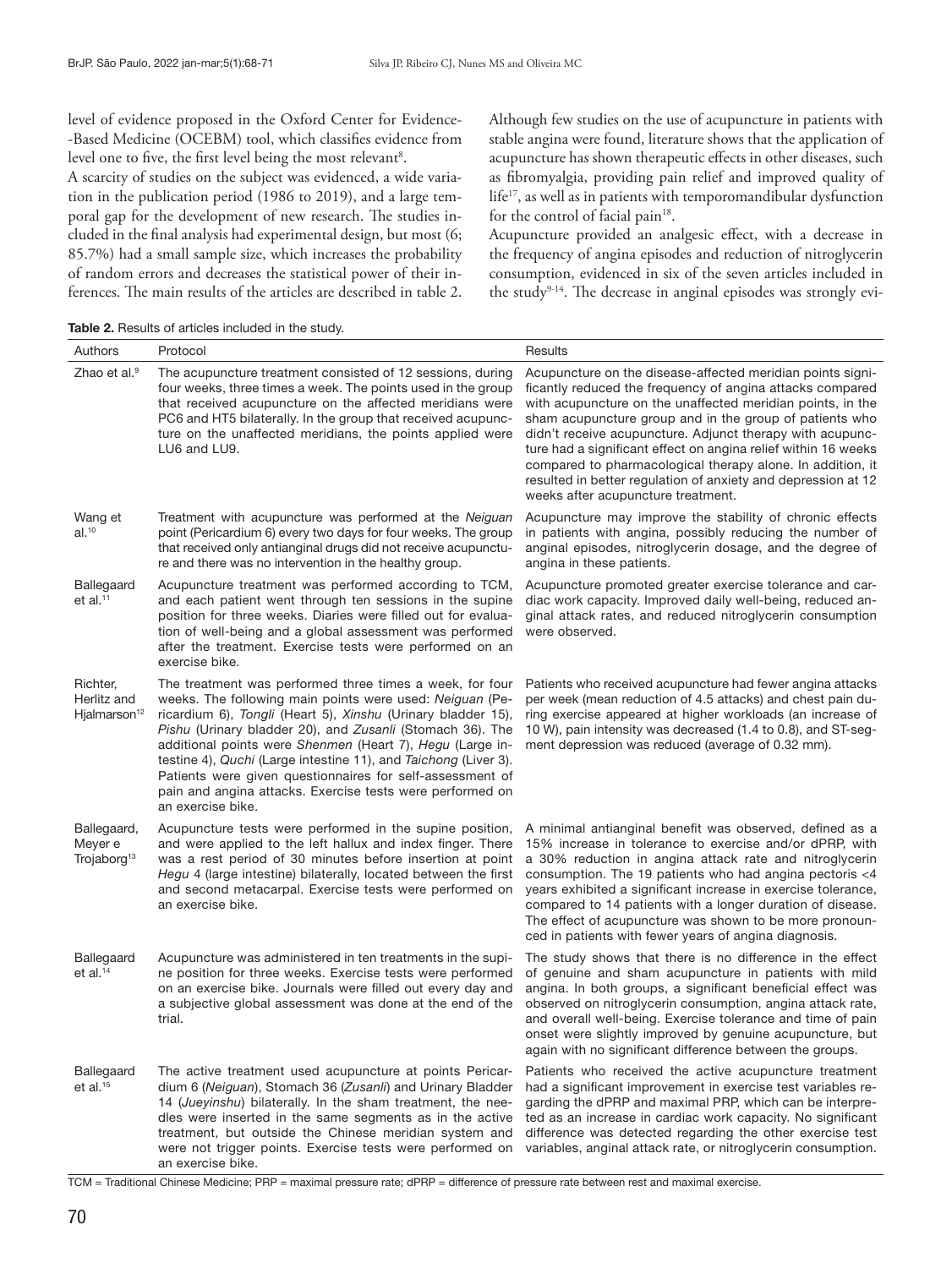level of evidence proposed in the Oxford Center for Evidence-Based Medicine (OCEBM) tool, which classifies evidence from level one to five, the first level being the most relevant[8].

A scarcity of studies on the subject was evidenced, a wide variation in the publication period (1986 to 2019), and a large temporal gap for the development of new research. The studies included in the final analysis had experimental design, but most (6; 85.7%) had a small sample size, which increases the probability of random errors and decreases the statistical power of their inferences. The main results of the articles are described in table 2.

Although few studies on the use of acupuncture in patients with stable angina were found, literature shows that the application of acupuncture has shown therapeutic effects in other diseases, such as fibromyalgia, providing pain relief and improved quality of life[17], as well as in patients with temporomandibular dysfunction for the control of facial pain[18].

Acupuncture provided an analgesic effect, with a decrease in the frequency of angina episodes and reduction of nitroglycerin consumption, evidenced in six of the seven articles included in the study[9-14]. The decrease in anginal episodes was strongly evi-

**Table 2.** Results of articles included in the study.

| Authors | Protocol | Results |
|---|---|---|
| Zhao et al.[9] | The acupuncture treatment consisted of 12 sessions, during four weeks, three times a week. The points used in the group that received acupuncture on the affected meridians were PC6 and HT5 bilaterally. In the group that received acupuncture on the unaffected meridians, the points applied were LU6 and LU9. | Acupuncture on the disease-affected meridian points significantly reduced the frequency of angina attacks compared with acupuncture on the unaffected meridian points, in the sham acupuncture group and in the group of patients who didn't receive acupuncture. Adjunct therapy with acupuncture had a significant effect on angina relief within 16 weeks compared to pharmacological therapy alone. In addition, it resulted in better regulation of anxiety and depression at 12 weeks after acupuncture treatment. |
| Wang et al.[10] | Treatment with acupuncture was performed at the *Neiguan* point (Pericardium 6) every two days for four weeks. The group that received only antianginal drugs did not receive acupuncture and there was no intervention in the healthy group. | Acupuncture may improve the stability of chronic effects in patients with angina, possibly reducing the number of anginal episodes, nitroglycerin dosage, and the degree of angina in these patients. |
| Ballegaard et al.[11] | Acupuncture treatment was performed according to TCM, and each patient went through ten sessions in the supine position for three weeks. Diaries were filled out for evaluation of well-being and a global assessment was performed after the treatment. Exercise tests were performed on an exercise bike. | Acupuncture promoted greater exercise tolerance and cardiac work capacity. Improved daily well-being, reduced anginal attack rates, and reduced nitroglycerin consumption were observed. |
| Richter, Herlitz and Hjalmarson[12] | The treatment was performed three times a week, for four weeks. The following main points were used: *Neiguan* (Pericardium 6), *Tongli* (Heart 5), *Xinshu* (Urinary bladder 15), *Pishu* (Urinary bladder 20), and *Zusanli* (Stomach 36). The additional points were *Shenmen* (Heart 7), *Hegu* (Large intestine 4), *Quchi* (Large intestine 11), and *Taichong* (Liver 3). Patients were given questionnaires for self-assessment of pain and angina attacks. Exercise tests were performed on an exercise bike. | Patients who received acupuncture had fewer angina attacks per week (mean reduction of 4.5 attacks) and chest pain during exercise appeared at higher workloads (an increase of 10 W), pain intensity was decreased (1.4 to 0.8), and ST-segment depression was reduced (average of 0.32 mm). |
| Ballegaard, Meyer e Trojaborg[13] | Acupuncture tests were performed in the supine position, and were applied to the left hallux and index finger. There was a rest period of 30 minutes before insertion at point *Hegu* 4 (large intestine) bilaterally, located between the first and second metacarpal. Exercise tests were performed on an exercise bike. | A minimal antianginal benefit was observed, defined as a 15% increase in tolerance to exercise and/or dPRP, with a 30% reduction in angina attack rate and nitroglycerin consumption. The 19 patients who had angina pectoris <4 years exhibited a significant increase in exercise tolerance, compared to 14 patients with a longer duration of disease. The effect of acupuncture was shown to be more pronounced in patients with fewer years of angina diagnosis. |
| Ballegaard et al.[14] | Acupuncture was administered in ten treatments in the supine position for three weeks. Exercise tests were performed on an exercise bike. Journals were filled out every day and a subjective global assessment was done at the end of the trial. | The study shows that there is no difference in the effect of genuine and sham acupuncture in patients with mild angina. In both groups, a significant beneficial effect was observed on nitroglycerin consumption, angina attack rate, and overall well-being. Exercise tolerance and time of pain onset were slightly improved by genuine acupuncture, but again with no significant difference between the groups. |
| Ballegaard et al.[15] | The active treatment used acupuncture at points Pericardium 6 (*Neiguan*), Stomach 36 (*Zusanli*) and Urinary Bladder 14 (*Jueyinshu*) bilaterally. In the sham treatment, the needles were inserted in the same segments as in the active treatment, but outside the Chinese meridian system and were not trigger points. Exercise tests were performed on an exercise bike. | Patients who received the active acupuncture treatment had a significant improvement in exercise test variables regarding the dPRP and maximal PRP, which can be interpreted as an increase in cardiac work capacity. No significant difference was detected regarding the other exercise test variables, anginal attack rate, or nitroglycerin consumption. |

TCM = Traditional Chinese Medicine; PRP = maximal pressure rate; dPRP = difference of pressure rate between rest and maximal exercise.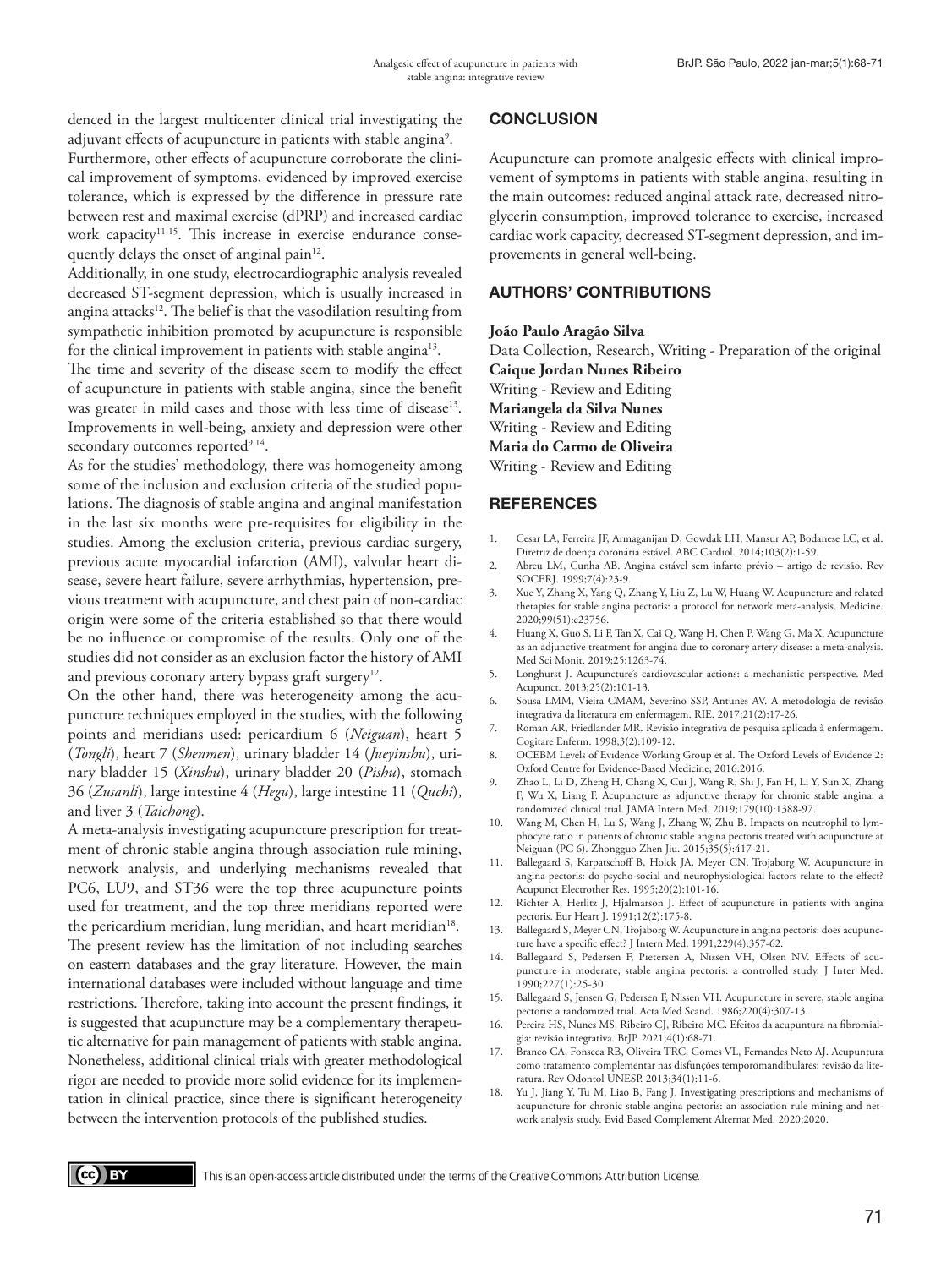denced in the largest multicenter clinical trial investigating the adjuvant effects of acupuncture in patients with stable angina[9].

Furthermore, other effects of acupuncture corroborate the clinical improvement of symptoms, evidenced by improved exercise tolerance, which is expressed by the difference in pressure rate between rest and maximal exercise (dPRP) and increased cardiac work capacity[11-15]. This increase in exercise endurance consequently delays the onset of anginal pain[12].

Additionally, in one study, electrocardiographic analysis revealed decreased ST-segment depression, which is usually increased in angina attacks[12]. The belief is that the vasodilation resulting from sympathetic inhibition promoted by acupuncture is responsible for the clinical improvement in patients with stable angina[13].

The time and severity of the disease seem to modify the effect of acupuncture in patients with stable angina, since the benefit was greater in mild cases and those with less time of disease[13]. Improvements in well-being, anxiety and depression were other secondary outcomes reported[9,14].

As for the studies' methodology, there was homogeneity among some of the inclusion and exclusion criteria of the studied populations. The diagnosis of stable angina and anginal manifestation in the last six months were pre-requisites for eligibility in the studies. Among the exclusion criteria, previous cardiac surgery, previous acute myocardial infarction (AMI), valvular heart disease, severe heart failure, severe arrhythmias, hypertension, previous treatment with acupuncture, and chest pain of non-cardiac origin were some of the criteria established so that there would be no influence or compromise of the results. Only one of the studies did not consider as an exclusion factor the history of AMI and previous coronary artery bypass graft surgery[12].

On the other hand, there was heterogeneity among the acupuncture techniques employed in the studies, with the following points and meridians used: pericardium 6 (*Neiguan*), heart 5 (*Tongli*), heart 7 (*Shenmen*), urinary bladder 14 (*Jueyinshu*), urinary bladder 15 (*Xinshu*), urinary bladder 20 (*Pishu*), stomach 36 (*Zusanli*), large intestine 4 (*Hegu*), large intestine 11 (*Quchi*), and liver 3 (*Taichong*).

A meta-analysis investigating acupuncture prescription for treatment of chronic stable angina through association rule mining, network analysis, and underlying mechanisms revealed that PC6, LU9, and ST36 were the top three acupuncture points used for treatment, and the top three meridians reported were the pericardium meridian, lung meridian, and heart meridian[18].

The present review has the limitation of not including searches on eastern databases and the gray literature. However, the main international databases were included without language and time restrictions. Therefore, taking into account the present findings, it is suggested that acupuncture may be a complementary therapeutic alternative for pain management of patients with stable angina. Nonetheless, additional clinical trials with greater methodological rigor are needed to provide more solid evidence for its implementation in clinical practice, since there is significant heterogeneity between the intervention protocols of the published studies.

## CONCLUSION

Acupuncture can promote analgesic effects with clinical improvement of symptoms in patients with stable angina, resulting in the main outcomes: reduced anginal attack rate, decreased nitroglycerin consumption, improved tolerance to exercise, increased cardiac work capacity, decreased ST-segment depression, and improvements in general well-being.

## AUTHORS' CONTRIBUTIONS

**João Paulo Aragão Silva**
Data Collection, Research, Writing - Preparation of the original
**Caique Jordan Nunes Ribeiro**
Writing - Review and Editing
**Mariangela da Silva Nunes**
Writing - Review and Editing
**Maria do Carmo de Oliveira**
Writing - Review and Editing

## REFERENCES

1. Cesar LA, Ferreira JF, Armaganijan D, Gowdak LH, Mansur AP, Bodanese LC, et al. Diretriz de doença coronária estável. ABC Cardiol. 2014;103(2):1-59.
2. Abreu LM, Cunha AB. Angina estável sem infarto prévio – artigo de revisão. Rev SOCERJ. 1999;7(4):23-9.
3. Xue Y, Zhang X, Yang Q, Zhang Y, Liu Z, Lu W, Huang W. Acupuncture and related therapies for stable angina pectoris: a protocol for network meta-analysis. Medicine. 2020;99(51):e23756.
4. Huang X, Guo S, Li F, Tan X, Cai Q, Wang H, Chen P, Wang G, Ma X. Acupuncture as an adjunctive treatment for angina due to coronary artery disease: a meta-analysis. Med Sci Monit. 2019;25:1263-74.
5. Longhurst J. Acupuncture's cardiovascular actions: a mechanistic perspective. Med Acupunct. 2013;25(2):101-13.
6. Sousa LMM, Vieira CMAM, Severino SSP, Antunes AV. A metodologia de revisão integrativa da literatura em enfermagem. RIE. 2017;21(2):17-26.
7. Roman AR, Friedlander MR. Revisão integrativa de pesquisa aplicada à enfermagem. Cogitare Enferm. 1998;3(2):109-12.
8. OCEBM Levels of Evidence Working Group et al. The Oxford Levels of Evidence 2: Oxford Centre for Evidence-Based Medicine; 2016.2016.
9. Zhao L, Li D, Zheng H, Chang X, Cui J, Wang R, Shi J, Fan H, Li Y, Sun X, Zhang F, Wu X, Liang F. Acupuncture as adjunctive therapy for chronic stable angina: a randomized clinical trial. JAMA Intern Med. 2019;179(10):1388-97.
10. Wang M, Chen H, Lu S, Wang J, Zhang W, Zhu B. Impacts on neutrophil to lymphocyte ratio in patients of chronic stable angina pectoris treated with acupuncture at Neiguan (PC 6). Zhongguo Zhen Jiu. 2015;35(5):417-21.
11. Ballegaard S, Karpatschoff B, Holck JA, Meyer CN, Trojaborg W. Acupuncture in angina pectoris: do psycho-social and neurophysiological factors relate to the effect? Acupunct Electrother Res. 1995;20(2):101-16.
12. Richter A, Herlitz J, Hjalmarson J. Effect of acupuncture in patients with angina pectoris. Eur Heart J. 1991;12(2):175-8.
13. Ballegaard S, Meyer CN, Trojaborg W. Acupuncture in angina pectoris: does acupuncture have a specific effect? J Intern Med. 1991;229(4):357-62.
14. Ballegaard S, Pedersen F, Pietersen A, Nissen VH, Olsen NV. Effects of acupuncture in moderate, stable angina pectoris: a controlled study. J Inter Med. 1990;227(1):25-30.
15. Ballegaard S, Jensen G, Pedersen F, Nissen VH. Acupuncture in severe, stable angina pectoris: a randomized trial. Acta Med Scand. 1986;220(4):307-13.
16. Pereira HS, Nunes MS, Ribeiro CJ, Ribeiro MC. Efeitos da acupuntura na fibromialgia: revisão integrativa. BrJP. 2021;4(1):68-71.
17. Branco CA, Fonseca RB, Oliveira TRC, Gomes VL, Fernandes Neto AJ. Acupuntura como tratamento complementar nas disfunções temporomandibulares: revisão da literatura. Rev Odontol UNESP. 2013;34(1):11-6.
18. Yu J, Jiang Y, Tu M, Liao B, Fang J. Investigating prescriptions and mechanisms of acupuncture for chronic stable angina pectoris: an association rule mining and network analysis study. Evid Based Complement Alternat Med. 2020;2020.

This is an open-access article distributed under the terms of the Creative Commons Attribution License.